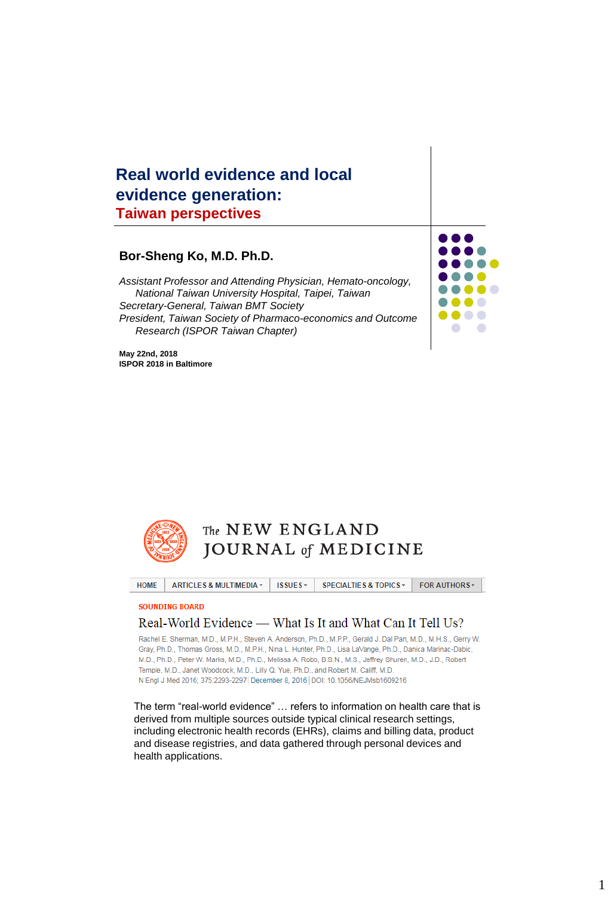# Real world evidence and local evidence generation:
## Taiwan perspectives

**Bor-Sheng Ko, M.D. Ph.D.**

*Assistant Professor and Attending Physician, Hemato-oncology, National Taiwan University Hospital, Taipei, Taiwan*
*Secretary-General, Taiwan BMT Society*
*President, Taiwan Society of Pharmaco-economics and Outcome Research (ISPOR Taiwan Chapter)*

**May 22nd, 2018**
**ISPOR 2018 in Baltimore**

---

The NEW ENGLAND JOURNAL of MEDICINE

HOME | ARTICLES & MULTIMEDIA | ISSUES | SPECIALTIES & TOPICS | FOR AUTHORS

SOUNDING BOARD

### Real-World Evidence — What Is It and What Can It Tell Us?

Rachel E. Sherman, M.D., M.P.H., Steven A. Anderson, Ph.D., M.P.P., Gerald J. Dal Pan, M.D., M.H.S., Gerry W. Gray, Ph.D., Thomas Gross, M.D., M.P.H., Nina L. Hunter, Ph.D., Lisa LaVange, Ph.D., Danica Marinac-Dabic, M.D., Ph.D., Peter W. Marks, M.D., Ph.D., Melissa A. Robb, B.S.N., M.S., Jeffrey Shuren, M.D., J.D., Robert Temple, M.D., Janet Woodcock, M.D., Lilly Q. Yue, Ph.D., and Robert M. Califf, M.D.

N Engl J Med 2016; 375:2293-2297 | December 8, 2016 | DOI: 10.1056/NEJMsb1609216

The term "real-world evidence" … refers to information on health care that is derived from multiple sources outside typical clinical research settings, including electronic health records (EHRs), claims and billing data, product and disease registries, and data gathered through personal devices and health applications.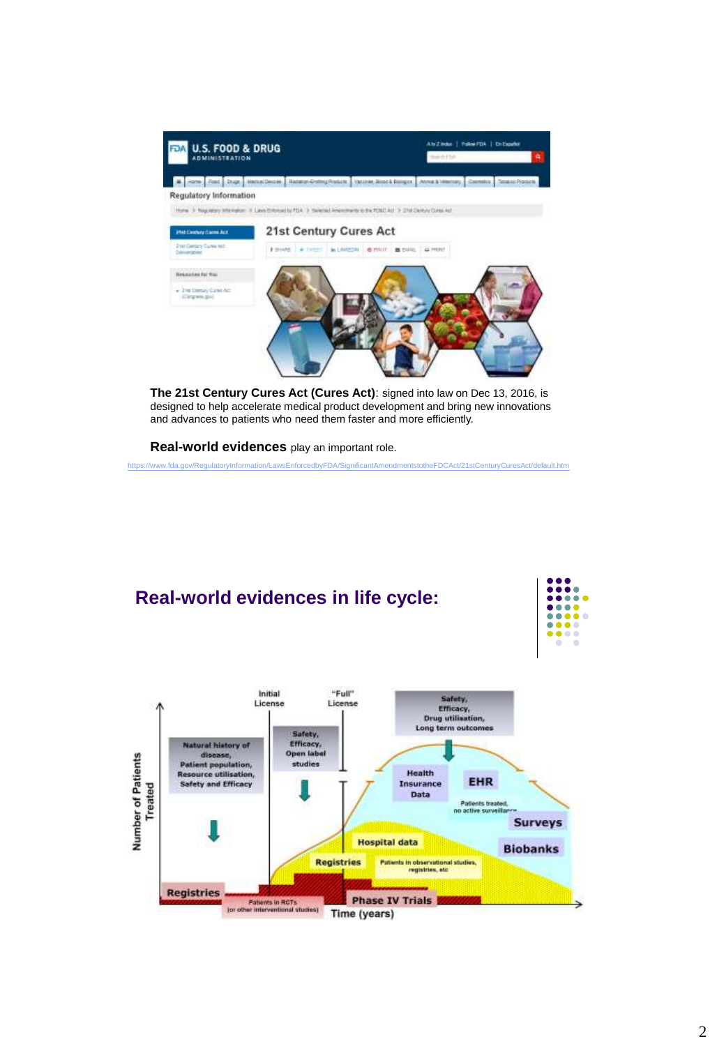**The 21st Century Cures Act (Cures Act)**: signed into law on Dec 13, 2016, is designed to help accelerate medical product development and bring new innovations and advances to patients who need them faster and more efficiently.

**Real-world evidences** play an important role.

https://www.fda.gov/RegulatoryInformation/LawsEnforcedbyFDA/SignificantAmendmentstotheFDCAct/21stCenturyCuresAct/default.htm

## Real-world evidences in life cycle: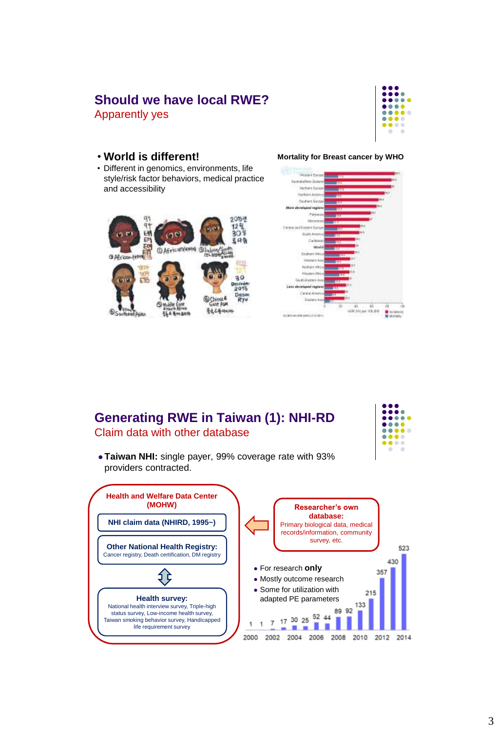## Should we have local RWE?

Apparently yes

- **World is different!**
  - Different in genomics, environments, life style/risk factor behaviors, medical practice and accessibility

**Mortality for Breast cancer by WHO**

## Generating RWE in Taiwan (1): NHI-RD

Claim data with other database

- **Taiwan NHI:** single payer, 99% coverage rate with 93% providers contracted.

**Health and Welfare Data Center (MOHW)**

- **NHI claim data (NHIRD, 1995~)**
- **Other National Health Registry:** Cancer registry, Death certification, DM registry
- **Health survey:** National health interview survey, Triple-high status survey, Low-income health survey, Taiwan smoking behavior survey, Handicapped life requirement survey

**Researcher's own database:** Primary biological data, medical records/information, community survey, etc.

- For research **only**
- Mostly outcome research
- Some for utilization with adapted PE parameters

| Year | 2000 | | 2002 | | 2004 | | 2006 | | 2008 | | 2010 | | 2012 | | 2014 |
|---|---|---|---|---|---|---|---|---|---|---|---|---|---|---|---|
| Value | 1 | 1 | 7 | 17 | 30 | 25 | 52 | 44 | 89 | 92 | 133 | 215 | 357 | 430 | 523 |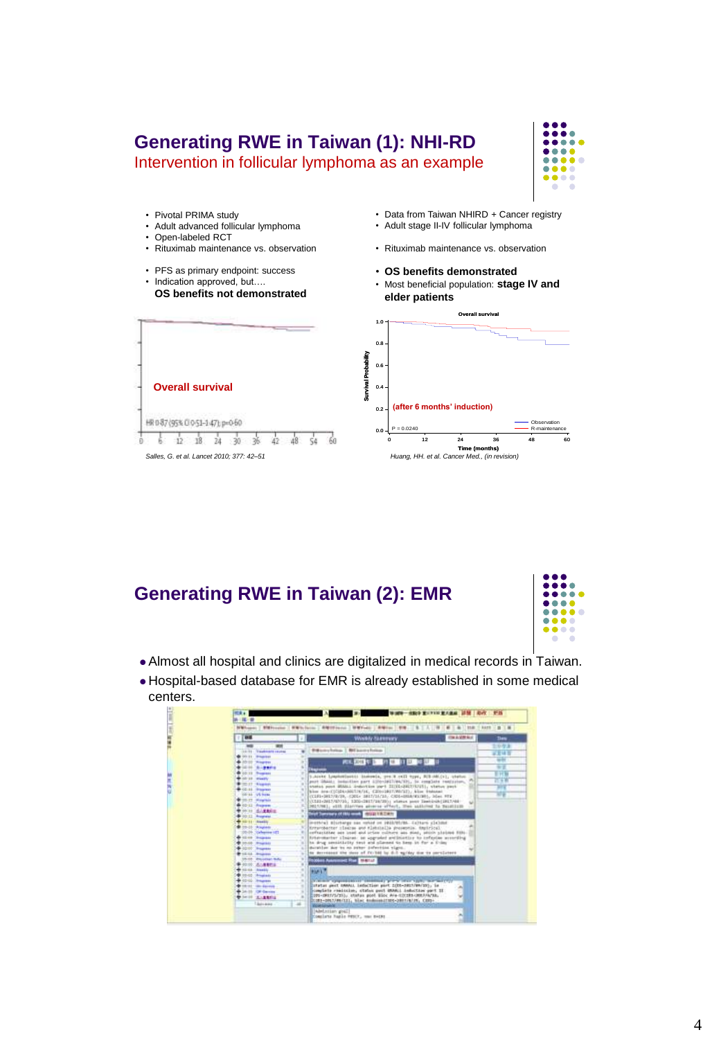# Generating RWE in Taiwan (1): NHI-RD

## Intervention in follicular lymphoma as an example

- Pivotal PRIMA study
- Adult advanced follicular lymphoma
- Open-labeled RCT
- Rituximab maintenance vs. observation

- PFS as primary endpoint: success
- Indication approved, but….

  **OS benefits not demonstrated**

Overall survival

HR 0·87 (95% CI 0·51–1·47); p=0·60

*Salles, G. et al. Lancet 2010; 377: 42–51*

- Data from Taiwan NHIRD + Cancer registry
- Adult stage II-IV follicular lymphoma

- Rituximab maintenance vs. observation

- **OS benefits demonstrated**
- Most beneficial population: **stage IV and elder patients**

Overall survival

(after 6 months' induction)

P = 0.0240

Observation
R-maintenance

*Huang, HH. et al. Cancer Med., (in revision)*

# Generating RWE in Taiwan (2): EMR

- Almost all hospital and clinics are digitalized in medical records in Taiwan.
- Hospital-based database for EMR is already established in some medical centers.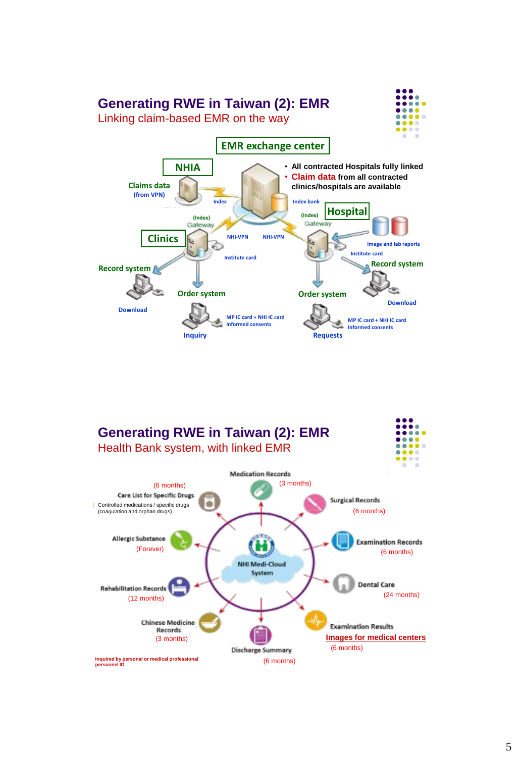## Generating RWE in Taiwan (2): EMR

Linking claim-based EMR on the way

EMR exchange center

NHIA

Claims data (from VPN)

Index

- All contracted Hospitals fully linked
- Claim data from all contracted clinics/hospitals are available

Index bank

(Index) Gateway

Hospital

(Index) Gateway

Clinics

NHI-VPN

NHI-VPN

Image and lab reports

Institute card

Institute card

Record system

Record system

Order system

Order system

Download

Download

MP IC card + NHI IC card
Informed consents

MP IC card + NHI IC card
Informed consents

Inquiry

Requests

## Generating RWE in Taiwan (2): EMR

Health Bank system, with linked EMR

NHI Medi-Cloud System

- Medication Records (3 months)
- Surgical Records (6 months)
- Examination Records (6 months)
- Dental Care (24 months)
- Examination Results — Images for medical centers (6 months)
- Discharge Summary (6 months)
- Chinese Medicine Records (3 months)
- Rehabilitation Records (12 months)
- Allergic Substance (Forever)
- Care List for Specific Drugs (6 months) — Controlled medications / specific drugs (coagulation and orphan drugs)

Inquired by personal or medical professional personnel ID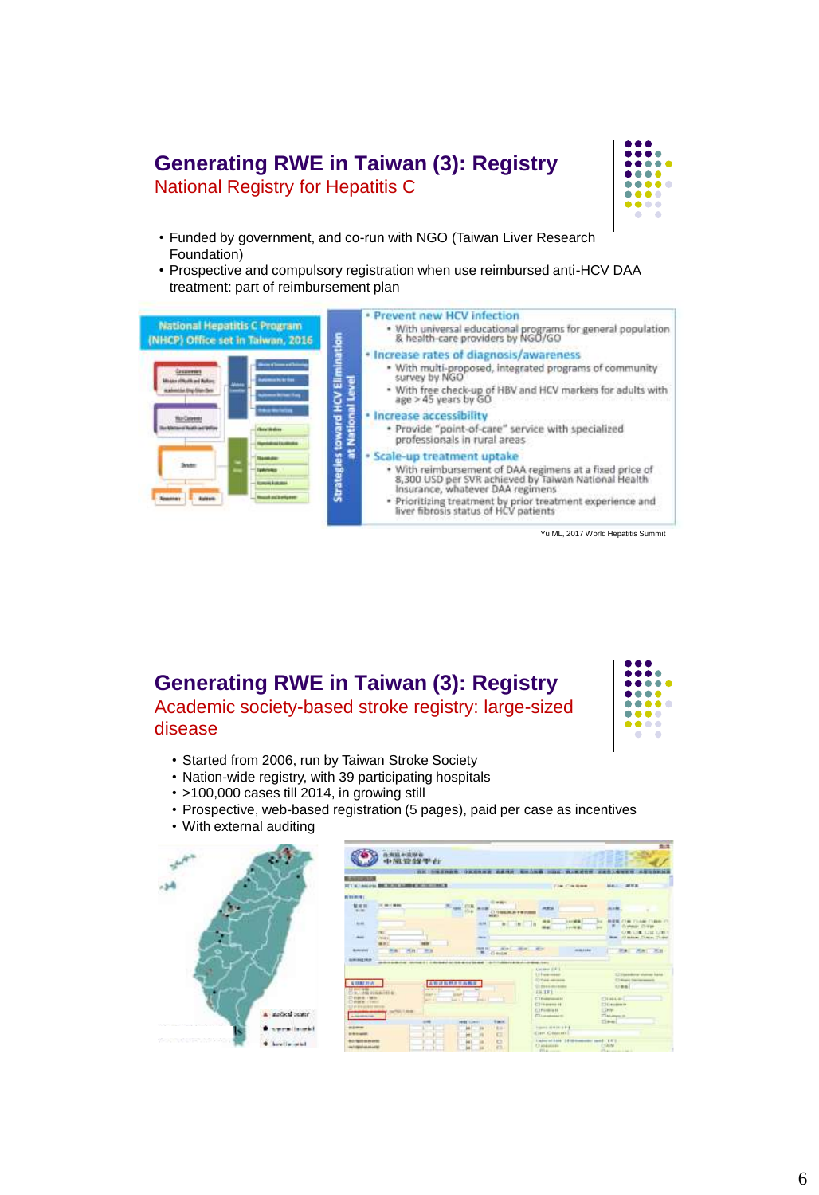# Generating RWE in Taiwan (3): Registry

## National Registry for Hepatitis C

- Funded by government, and co-run with NGO (Taiwan Liver Research Foundation)
- Prospective and compulsory registration when use reimbursed anti-HCV DAA treatment: part of reimbursement plan

National Hepatitis C Program (NHCP) Office set in Taiwan, 2016

Strategies toward HCV Elimination at National Level

- Prevent new HCV infection
  - With universal educational programs for general population & health-care providers by NGO/GO
- Increase rates of diagnosis/awareness
  - With multi-proposed, integrated programs of community survey by NGO
  - With free check-up of HBV and HCV markers for adults with age > 45 years by GO
- Increase accessibility
  - Provide "point-of-care" service with specialized professionals in rural areas
- Scale-up treatment uptake
  - With reimbursement of DAA regimens at a fixed price of 8,300 USD per SVR achieved by Taiwan National Health Insurance, whatever DAA regimens
  - Prioritizing treatment by prior treatment experience and liver fibrosis status of HCV patients

Yu ML, 2017 World Hepatitis Summit

# Generating RWE in Taiwan (3): Registry

## Academic society-based stroke registry: large-sized disease

- Started from 2006, run by Taiwan Stroke Society
- Nation-wide registry, with 39 participating hospitals
- >100,000 cases till 2014, in growing still
- Prospective, web-based registration (5 pages), paid per case as incentives
- With external auditing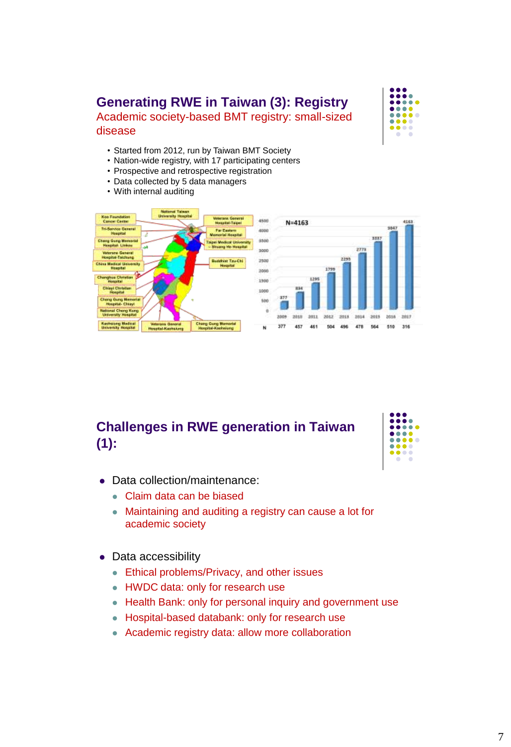## Generating RWE in Taiwan (3): Registry

Academic society-based BMT registry: small-sized disease

- Started from 2012, run by Taiwan BMT Society
- Nation-wide registry, with 17 participating centers
- Prospective and retrospective registration
- Data collected by 5 data managers
- With internal auditing

Koo Foundation Cancer Center; National Taiwan University Hospital; Veterans General Hospital-Taipei; Tri-Service General Hospital; Far Eastern Memorial Hospital; Chang Gung Memorial Hospital- Linkou; Taipei Medical University - Shuang Ho Hospital; Veterans General Hospital-Taichung; China Medical University Hospital; Buddhist Tzu-Chi Hospital; Changhua Christian Hospital; Chiayi Christian Hospital; Chang Gung Memorial Hospital- Chiayi; National Cheng Kung University Hospital; Kaohsiung Medical University Hospital; Veterans General Hospital-Kaohsiung; Chang Gung Memorial Hospital-Kaohsiung

N=4163

| | 2009 | 2010 | 2011 | 2012 | 2013 | 2014 | 2015 | 2016 | 2017 |
|---|---|---|---|---|---|---|---|---|---|
| Cumulative | 377 | 834 | 1295 | 1799 | 2295 | 2773 | 3337 | 3847 | 4163 |
| N | 377 | 457 | 461 | 504 | 496 | 478 | 564 | 510 | 316 |

## Challenges in RWE generation in Taiwan (1):

- Data collection/maintenance:
  - Claim data can be biased
  - Maintaining and auditing a registry can cause a lot for academic society
- Data accessibility
  - Ethical problems/Privacy, and other issues
  - HWDC data: only for research use
  - Health Bank: only for personal inquiry and government use
  - Hospital-based databank: only for research use
  - Academic registry data: allow more collaboration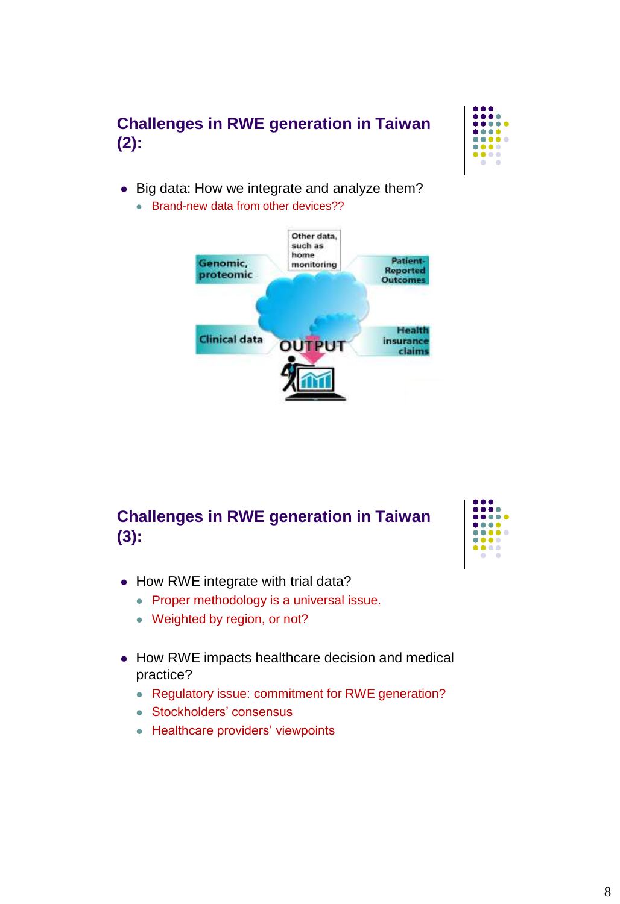## Challenges in RWE generation in Taiwan (2):

- Big data: How we integrate and analyze them?
  - Brand-new data from other devices??

Genomic, proteomic

Other data, such as home monitoring

Patient-Reported Outcomes

Clinical data

OUTPUT

Health insurance claims

## Challenges in RWE generation in Taiwan (3):

- How RWE integrate with trial data?
  - Proper methodology is a universal issue.
  - Weighted by region, or not?

- How RWE impacts healthcare decision and medical practice?
  - Regulatory issue: commitment for RWE generation?
  - Stockholders' consensus
  - Healthcare providers' viewpoints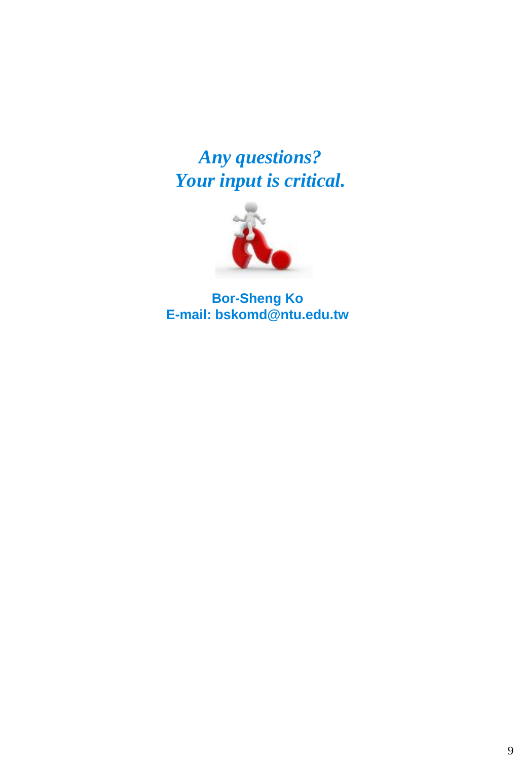*Any questions?*
*Your input is critical.*

**Bor-Sheng Ko**
**E-mail: bskomd@ntu.edu.tw**